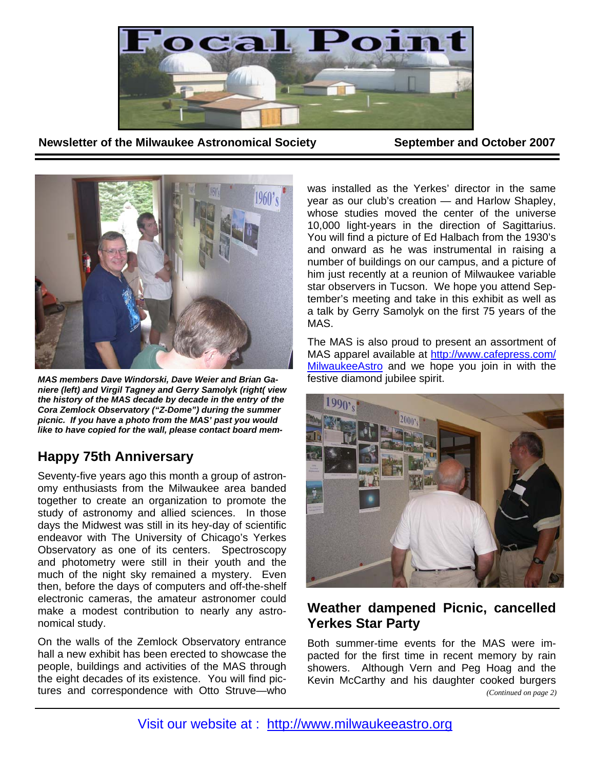# Focal Point

**Newsletter of the Milwaukee Astronomical Society** **September and October 2007**

*MAS members Dave Windorski, Dave Weier and Brian Ganiere (left) and Virgil Tagney and Gerry Samolyk (right( view the history of the MAS decade by decade in the entry of the Cora Zemlock Observatory ("Z-Dome") during the summer picnic. If you have a photo from the MAS' past you would like to have copied for the wall, please contact board mem-*

## Happy 75th Anniversary

Seventy-five years ago this month a group of astronomy enthusiasts from the Milwaukee area banded together to create an organization to promote the study of astronomy and allied sciences. In those days the Midwest was still in its hey-day of scientific endeavor with The University of Chicago's Yerkes Observatory as one of its centers. Spectroscopy and photometry were still in their youth and the much of the night sky remained a mystery. Even then, before the days of computers and off-the-shelf electronic cameras, the amateur astronomer could make a modest contribution to nearly any astronomical study.

On the walls of the Zemlock Observatory entrance hall a new exhibit has been erected to showcase the people, buildings and activities of the MAS through the eight decades of its existence. You will find pictures and correspondence with Otto Struve—who was installed as the Yerkes' director in the same year as our club's creation — and Harlow Shapley, whose studies moved the center of the universe 10,000 light-years in the direction of Sagittarius. You will find a picture of Ed Halbach from the 1930's and onward as he was instrumental in raising a number of buildings on our campus, and a picture of him just recently at a reunion of Milwaukee variable star observers in Tucson. We hope you attend September's meeting and take in this exhibit as well as a talk by Gerry Samolyk on the first 75 years of the MAS.

The MAS is also proud to present an assortment of MAS apparel available at http://www.cafepress.com/MilwaukeeAstro and we hope you join in with the festive diamond jubilee spirit.

## Weather dampened Picnic, cancelled Yerkes Star Party

Both summer-time events for the MAS were impacted for the first time in recent memory by rain showers. Although Vern and Peg Hoag and the Kevin McCarthy and his daughter cooked burgers

*(Continued on page 2)*

Visit our website at : http://www.milwaukeeastro.org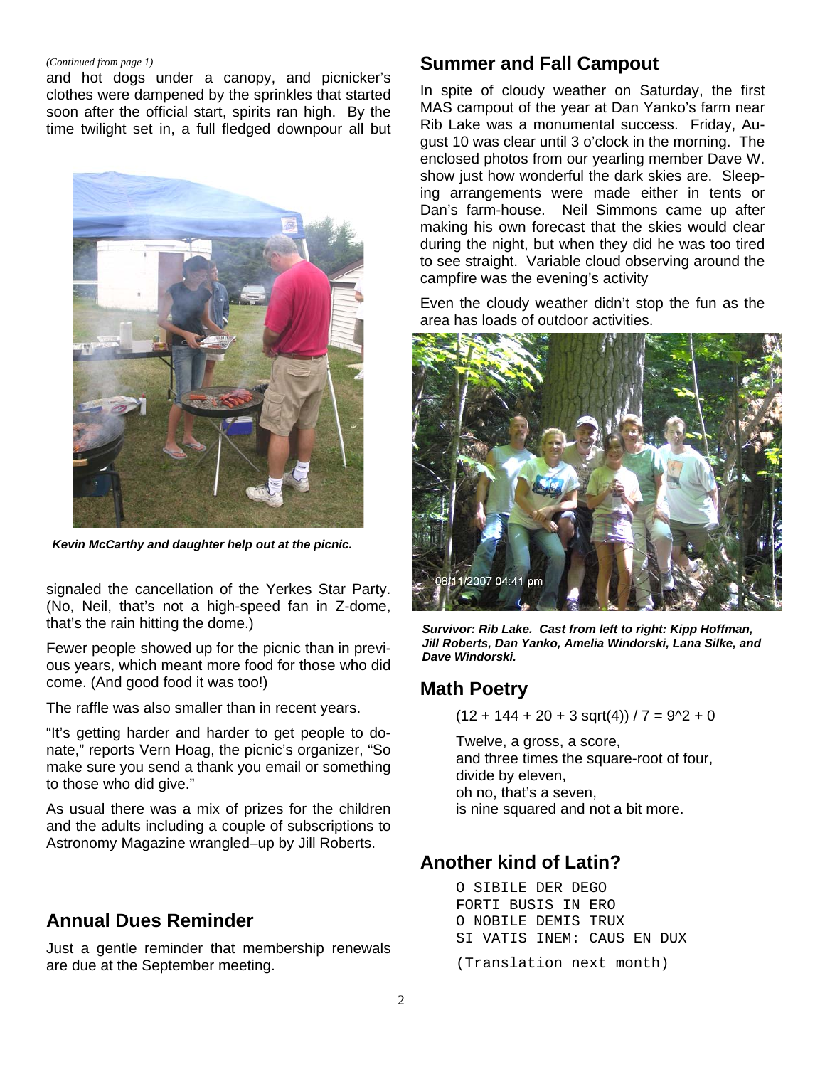*(Continued from page 1)*

and hot dogs under a canopy, and picnicker's clothes were dampened by the sprinkles that started soon after the official start, spirits ran high. By the time twilight set in, a full fledged downpour all but signaled the cancellation of the Yerkes Star Party. (No, Neil, that's not a high-speed fan in Z-dome, that's the rain hitting the dome.)

***Kevin McCarthy and daughter help out at the picnic.***

Fewer people showed up for the picnic than in previous years, which meant more food for those who did come. (And good food it was too!)

The raffle was also smaller than in recent years.

"It's getting harder and harder to get people to donate," reports Vern Hoag, the picnic's organizer, "So make sure you send a thank you email or something to those who did give."

As usual there was a mix of prizes for the children and the adults including a couple of subscriptions to Astronomy Magazine wrangled–up by Jill Roberts.

## Annual Dues Reminder

Just a gentle reminder that membership renewals are due at the September meeting.

## Summer and Fall Campout

In spite of cloudy weather on Saturday, the first MAS campout of the year at Dan Yanko's farm near Rib Lake was a monumental success. Friday, August 10 was clear until 3 o'clock in the morning. The enclosed photos from our yearling member Dave W. show just how wonderful the dark skies are. Sleeping arrangements were made either in tents or Dan's farm-house. Neil Simmons came up after making his own forecast that the skies would clear during the night, but when they did he was too tired to see straight. Variable cloud observing around the campfire was the evening's activity

Even the cloudy weather didn't stop the fun as the area has loads of outdoor activities.

***Survivor: Rib Lake. Cast from left to right: Kipp Hoffman, Jill Roberts, Dan Yanko, Amelia Windorski, Lana Silke, and Dave Windorski.***

## Math Poetry

$(12 + 144 + 20 + 3 \text{ sqrt}(4)) / 7 = 9\text{^}2 + 0$

Twelve, a gross, a score,
and three times the square-root of four,
divide by eleven,
oh no, that's a seven,
is nine squared and not a bit more.

## Another kind of Latin?

```
O SIBILE DER DEGO
FORTI BUSIS IN ERO
O NOBILE DEMIS TRUX
SI VATIS INEM: CAUS EN DUX

(Translation next month)
```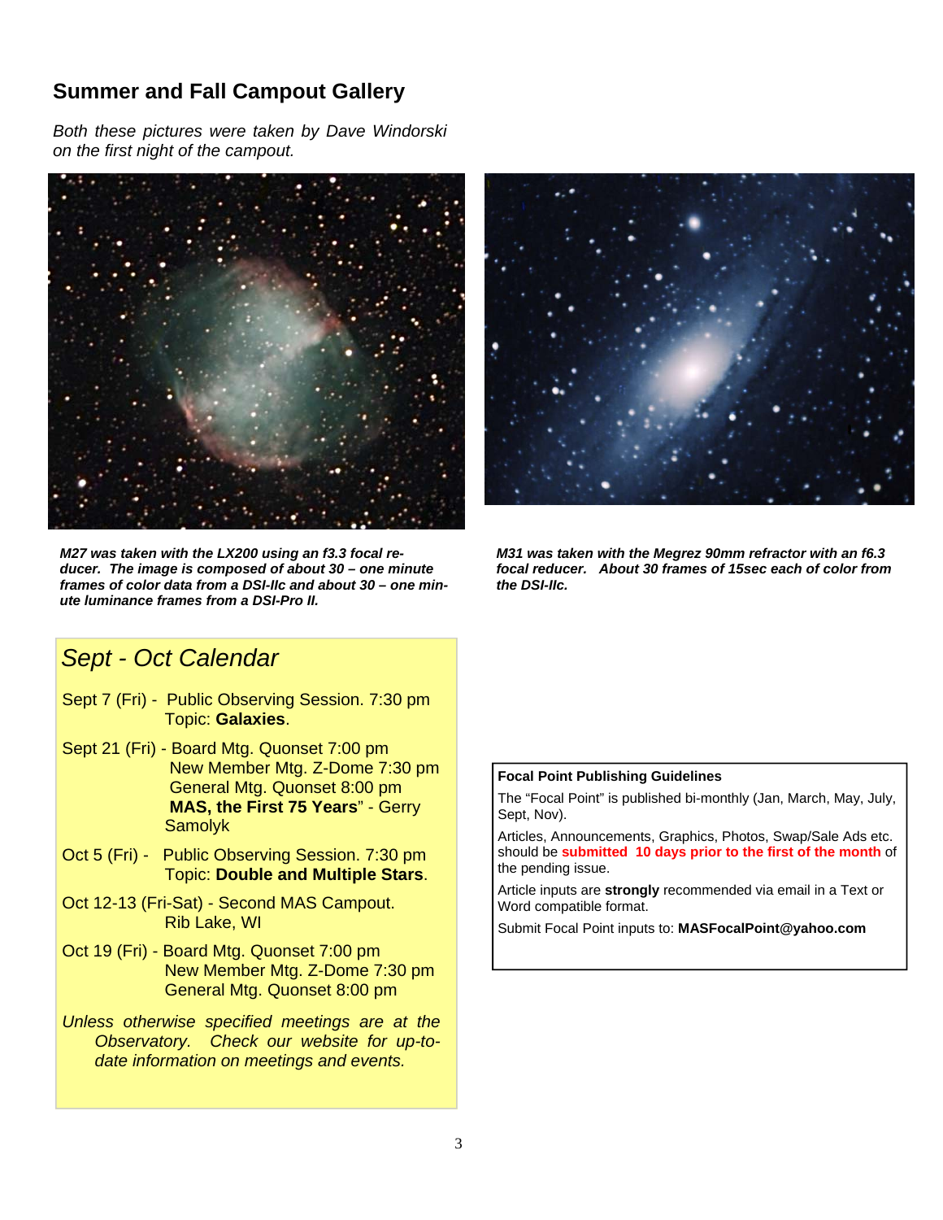## Summer and Fall Campout Gallery

*Both these pictures were taken by Dave Windorski on the first night of the campout.*

***M27 was taken with the LX200 using an f3.3 focal reducer. The image is composed of about 30 – one minute frames of color data from a DSI-IIc and about 30 – one minute luminance frames from a DSI-Pro II.***

***M31 was taken with the Megrez 90mm refractor with an f6.3 focal reducer. About 30 frames of 15sec each of color from the DSI-IIc.***

## *Sept - Oct Calendar*

Sept 7 (Fri) - Public Observing Session. 7:30 pm
Topic: **Galaxies**.

Sept 21 (Fri) - Board Mtg. Quonset 7:00 pm
New Member Mtg. Z-Dome 7:30 pm
General Mtg. Quonset 8:00 pm
**MAS, the First 75 Years**" - Gerry Samolyk

Oct 5 (Fri) - Public Observing Session. 7:30 pm
Topic: **Double and Multiple Stars**.

Oct 12-13 (Fri-Sat) - Second MAS Campout.
Rib Lake, WI

Oct 19 (Fri) - Board Mtg. Quonset 7:00 pm
New Member Mtg. Z-Dome 7:30 pm
General Mtg. Quonset 8:00 pm

*Unless otherwise specified meetings are at the Observatory. Check our website for up-to-date information on meetings and events.*

**Focal Point Publishing Guidelines**

The "Focal Point" is published bi-monthly (Jan, March, May, July, Sept, Nov).

Articles, Announcements, Graphics, Photos, Swap/Sale Ads etc. should be **submitted 10 days prior to the first of the month** of the pending issue.

Article inputs are **strongly** recommended via email in a Text or Word compatible format.

Submit Focal Point inputs to: **MASFocalPoint@yahoo.com**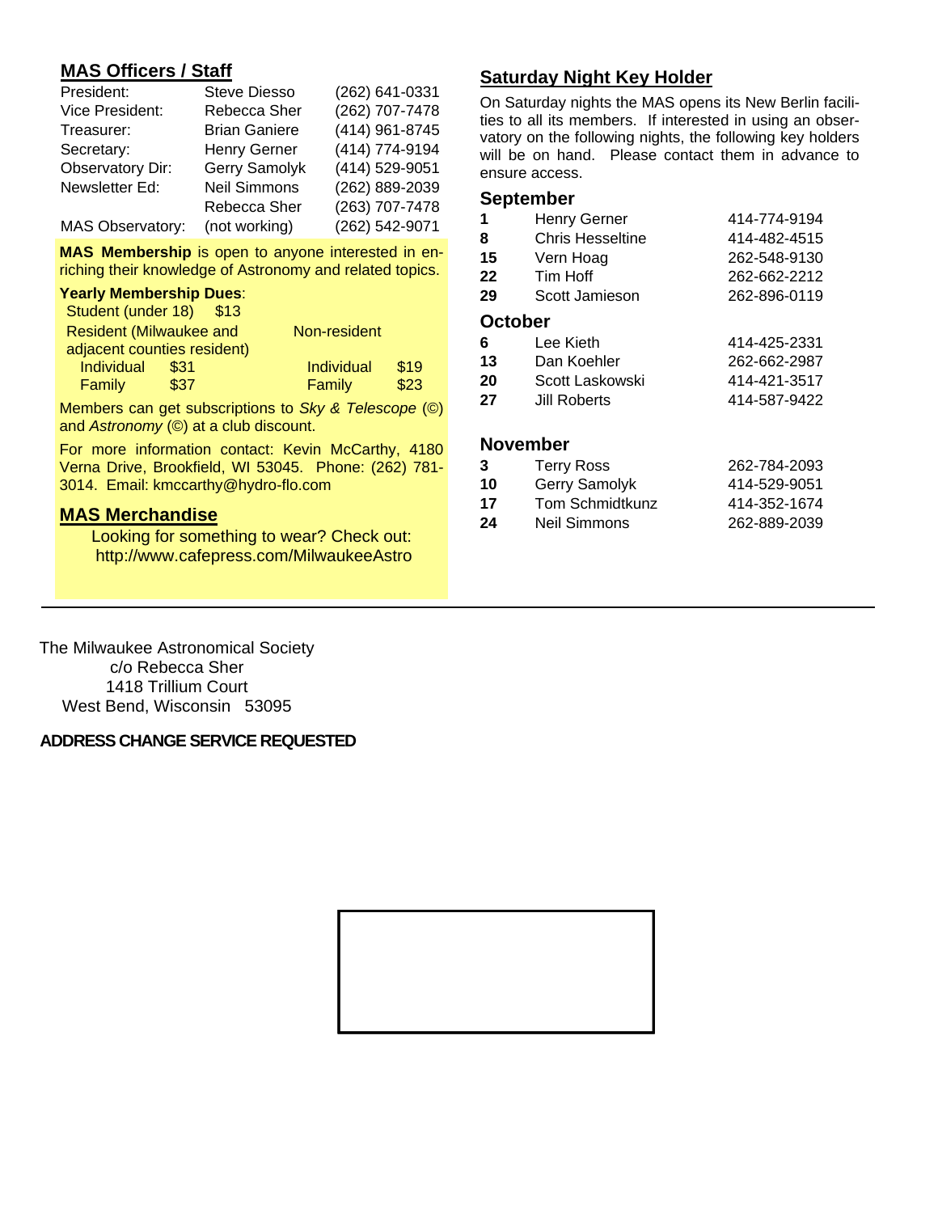## MAS Officers / Staff

| | | |
|---|---|---|
| President: | Steve Diesso | (262) 641-0331 |
| Vice President: | Rebecca Sher | (262) 707-7478 |
| Treasurer: | Brian Ganiere | (414) 961-8745 |
| Secretary: | Henry Gerner | (414) 774-9194 |
| Observatory Dir: | Gerry Samolyk | (414) 529-9051 |
| Newsletter Ed: | Neil Simmons | (262) 889-2039 |
| | Rebecca Sher | (263) 707-7478 |
| MAS Observatory: | (not working) | (262) 542-9071 |

**MAS Membership** is open to anyone interested in enriching their knowledge of Astronomy and related topics.

**Yearly Membership Dues**:

Student (under 18) $13

| Resident (Milwaukee and adjacent counties resident) | | Non-resident | |
|---|---|---|---|
| Individual | $31 | Individual | $19 |
| Family | $37 | Family | $23 |

Members can get subscriptions to *Sky & Telescope* (©) and *Astronomy* (©) at a club discount.

For more information contact: Kevin McCarthy, 4180 Verna Drive, Brookfield, WI 53045. Phone: (262) 781-3014. Email: kmccarthy@hydro-flo.com

## MAS Merchandise

Looking for something to wear? Check out:
http://www.cafepress.com/MilwaukeeAstro

## Saturday Night Key Holder

On Saturday nights the MAS opens its New Berlin facilities to all its members. If interested in using an observatory on the following nights, the following key holders will be on hand. Please contact them in advance to ensure access.

### September

| | | |
|---|---|---|
| **1** | Henry Gerner | 414-774-9194 |
| **8** | Chris Hesseltine | 414-482-4515 |
| **15** | Vern Hoag | 262-548-9130 |
| **22** | Tim Hoff | 262-662-2212 |
| **29** | Scott Jamieson | 262-896-0119 |

### October

| | | |
|---|---|---|
| **6** | Lee Kieth | 414-425-2331 |
| **13** | Dan Koehler | 262-662-2987 |
| **20** | Scott Laskowski | 414-421-3517 |
| **27** | Jill Roberts | 414-587-9422 |

### November

| | | |
|---|---|---|
| **3** | Terry Ross | 262-784-2093 |
| **10** | Gerry Samolyk | 414-529-9051 |
| **17** | Tom Schmidtkunz | 414-352-1674 |
| **24** | Neil Simmons | 262-889-2039 |

---

The Milwaukee Astronomical Society
c/o Rebecca Sher
1418 Trillium Court
West Bend, Wisconsin 53095

**ADDRESS CHANGE SERVICE REQUESTED**